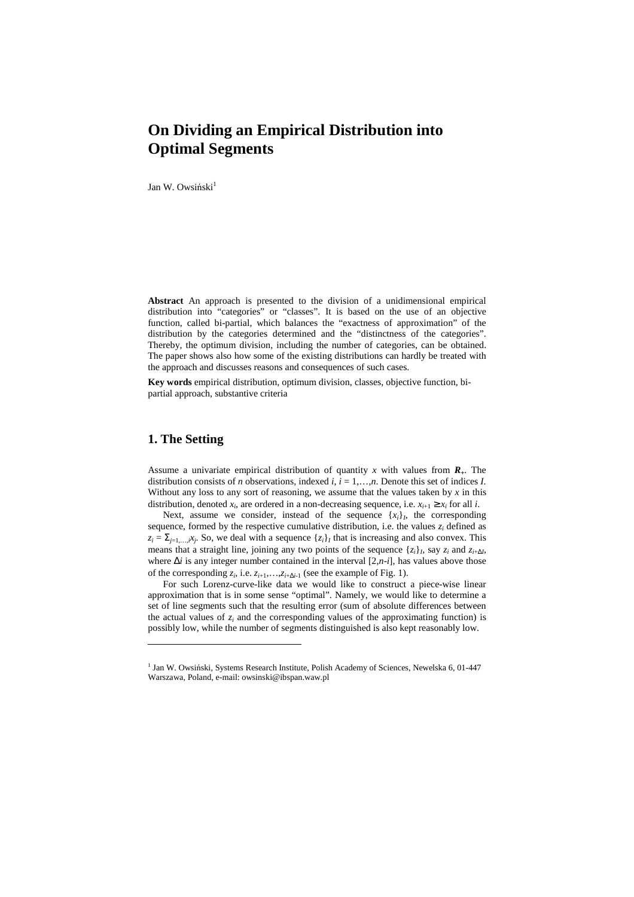# On Dividing an Empirical Distribution into Optimal Segments

Jan W. Owsiński[1]

**Abstract** An approach is presented to the division of a unidimensional empirical distribution into "categories" or "classes". It is based on the use of an objective function, called bi-partial, which balances the "exactness of approximation" of the distribution by the categories determined and the "distinctness of the categories". Thereby, the optimum division, including the number of categories, can be obtained. The paper shows also how some of the existing distributions can hardly be treated with the approach and discusses reasons and consequences of such cases.

**Key words** empirical distribution, optimum division, classes, objective function, bi-partial approach, substantive criteria

## 1. The Setting

Assume a univariate empirical distribution of quantity $x$ with values from $\boldsymbol{R}_+$. The distribution consists of $n$ observations, indexed $i$, $i = 1,\ldots,n$. Denote this set of indices $I$. Without any loss to any sort of reasoning, we assume that the values taken by $x$ in this distribution, denoted $x_i$, are ordered in a non-decreasing sequence, i.e. $x_{i+1} \geq x_i$ for all $i$.

Next, assume we consider, instead of the sequence $\{x_i\}_I$, the corresponding sequence, formed by the respective cumulative distribution, i.e. the values $z_i$ defined as $z_i = \Sigma_{j=1,\ldots,i}x_j$. So, we deal with a sequence $\{z_i\}_I$ that is increasing and also convex. This means that a straight line, joining any two points of the sequence $\{z_i\}_I$, say $z_i$ and $z_{i+\Delta I}$, where $\Delta i$ is any integer number contained in the interval $[2,n\text{-}i]$, has values above those of the corresponding $z_i$, i.e. $z_{i+1},\ldots,z_{i+\Delta i-1}$ (see the example of Fig. 1).

For such Lorenz-curve-like data we would like to construct a piece-wise linear approximation that is in some sense "optimal". Namely, we would like to determine a set of line segments such that the resulting error (sum of absolute differences between the actual values of $z_i$ and the corresponding values of the approximating function) is possibly low, while the number of segments distinguished is also kept reasonably low.

---

[1] Jan W. Owsiński, Systems Research Institute, Polish Academy of Sciences, Newelska 6, 01-447 Warszawa, Poland, e-mail: owsinski@ibspan.waw.pl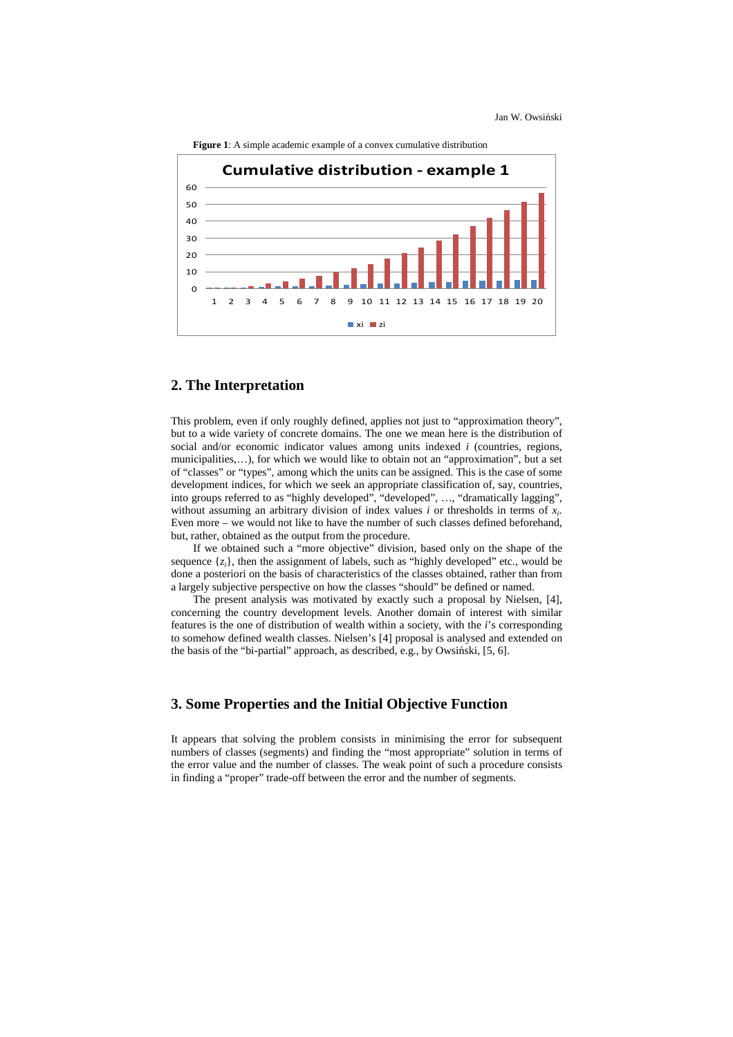**Figure 1**: A simple academic example of a convex cumulative distribution

## 2. The Interpretation

This problem, even if only roughly defined, applies not just to "approximation theory", but to a wide variety of concrete domains. The one we mean here is the distribution of social and/or economic indicator values among units indexed $i$ (countries, regions, municipalities,…), for which we would like to obtain not an "approximation", but a set of "classes" or "types", among which the units can be assigned. This is the case of some development indices, for which we seek an appropriate classification of, say, countries, into groups referred to as "highly developed", "developed", …, "dramatically lagging", without assuming an arbitrary division of index values $i$ or thresholds in terms of $x_i$. Even more – we would not like to have the number of such classes defined beforehand, but, rather, obtained as the output from the procedure.

If we obtained such a "more objective" division, based only on the shape of the sequence $\{z_i\}$, then the assignment of labels, such as "highly developed" etc., would be done a posteriori on the basis of characteristics of the classes obtained, rather than from a largely subjective perspective on how the classes "should" be defined or named.

The present analysis was motivated by exactly such a proposal by Nielsen, [4], concerning the country development levels. Another domain of interest with similar features is the one of distribution of wealth within a society, with the $i$'s corresponding to somehow defined wealth classes. Nielsen's [4] proposal is analysed and extended on the basis of the "bi-partial" approach, as described, e.g., by Owsiński, [5, 6].

## 3. Some Properties and the Initial Objective Function

It appears that solving the problem consists in minimising the error for subsequent numbers of classes (segments) and finding the "most appropriate" solution in terms of the error value and the number of classes. The weak point of such a procedure consists in finding a "proper" trade-off between the error and the number of segments.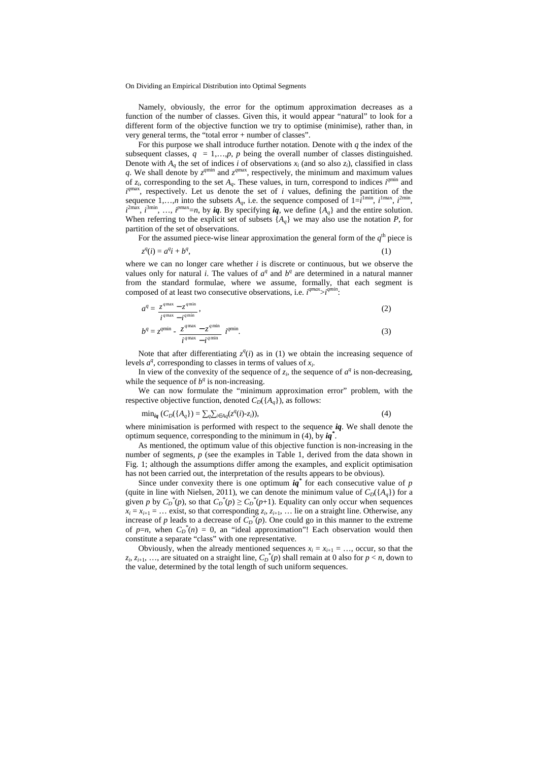Namely, obviously, the error for the optimum approximation decreases as a function of the number of classes. Given this, it would appear "natural" to look for a different form of the objective function we try to optimise (minimise), rather than, in very general terms, the "total error + number of classes".

For this purpose we shall introduce further notation. Denote with $q$ the index of the subsequent classes, $q = 1,\ldots,p$, $p$ being the overall number of classes distinguished. Denote with $A_q$ the set of indices $i$ of observations $x_i$ (and so also $z_i$), classified in class $q$. We shall denote by $z^{q\min}$ and $z^{q\max}$, respectively, the minimum and maximum values of $z_i$, corresponding to the set $A_q$. These values, in turn, correspond to indices $i^{q\min}$ and $i^{q\max}$, respectively. Let us denote the set of $i$ values, defining the partition of the sequence $1,\ldots,n$ into the subsets $A_q$, i.e. the sequence composed of $1=i^{1\min}$, $i^{1\max}$, $i^{2\min}$, $i^{2\max}$, $i^{3\min}$, …, $i^{p\max}=n$, by $\boldsymbol{iq}$. By specifying $\boldsymbol{iq}$, we define $\{A_q\}$ and the entire solution. When referring to the explicit set of subsets $\{A_q\}$ we may also use the notation $P$, for partition of the set of observations.

For the assumed piece-wise linear approximation the general form of the $q^{\text{th}}$ piece is

$$z^q(i) = a^q i + b^q, \tag{1}$$

where we can no longer care whether $i$ is discrete or continuous, but we observe the values only for natural $i$. The values of $a^q$ and $b^q$ are determined in a natural manner from the standard formulae, where we assume, formally, that each segment is composed of at least two consecutive observations, i.e. $i^{q\max} > i^{q\min}$:

$$a^q = \frac{z^{q\max} - z^{q\min}}{i^{q\max} - i^{q\min}}, \tag{2}$$

$$b^q = z^{q\min} - \frac{z^{q\max} - z^{q\min}}{i^{q\max} - i^{q\min}} \, i^{q\min}. \tag{3}$$

Note that after differentiating $z^q(i)$ as in (1) we obtain the increasing sequence of levels $a^q$, corresponding to classes in terms of values of $x_i$.

In view of the convexity of the sequence of $z_i$, the sequence of $a^q$ is non-decreasing, while the sequence of $b^q$ is non-increasing.

We can now formulate the "minimum approximation error" problem, with the respective objective function, denoted $C_D(\{A_q\})$, as follows:

$$\min_{\boldsymbol{iq}} \left(C_D(\{A_q\}) = \textstyle\sum_q \sum_{i \in A_q} (z^q(i) - z_i)\right), \tag{4}$$

where minimisation is performed with respect to the sequence $\boldsymbol{iq}$. We shall denote the optimum sequence, corresponding to the minimum in (4), by $\boldsymbol{iq}^*$.

As mentioned, the optimum value of this objective function is non-increasing in the number of segments, $p$ (see the examples in Table 1, derived from the data shown in Fig. 1; although the assumptions differ among the examples, and explicit optimisation has not been carried out, the interpretation of the results appears to be obvious).

Since under convexity there is one optimum $\boldsymbol{iq}^*$ for each consecutive value of $p$ (quite in line with Nielsen, 2011), we can denote the minimum value of $C_D(\{A_q\})$ for a given $p$ by $C_D^*(p)$, so that $C_D^*(p) \geq C_D^*(p+1)$. Equality can only occur when sequences $x_i = x_{i+1} = \ldots$ exist, so that corresponding $z_i$, $z_{i+1}$, … lie on a straight line. Otherwise, any increase of $p$ leads to a decrease of $C_D^*(p)$. One could go in this manner to the extreme of $p=n$, when $C_D^*(n) = 0$, an "ideal approximation"! Each observation would then constitute a separate "class" with one representative.

Obviously, when the already mentioned sequences $x_i = x_{i+1} = \ldots$, occur, so that the $z_i$, $z_{i+1}$, …, are situated on a straight line, $C_D^*(p)$ shall remain at 0 also for $p < n$, down to the value, determined by the total length of such uniform sequences.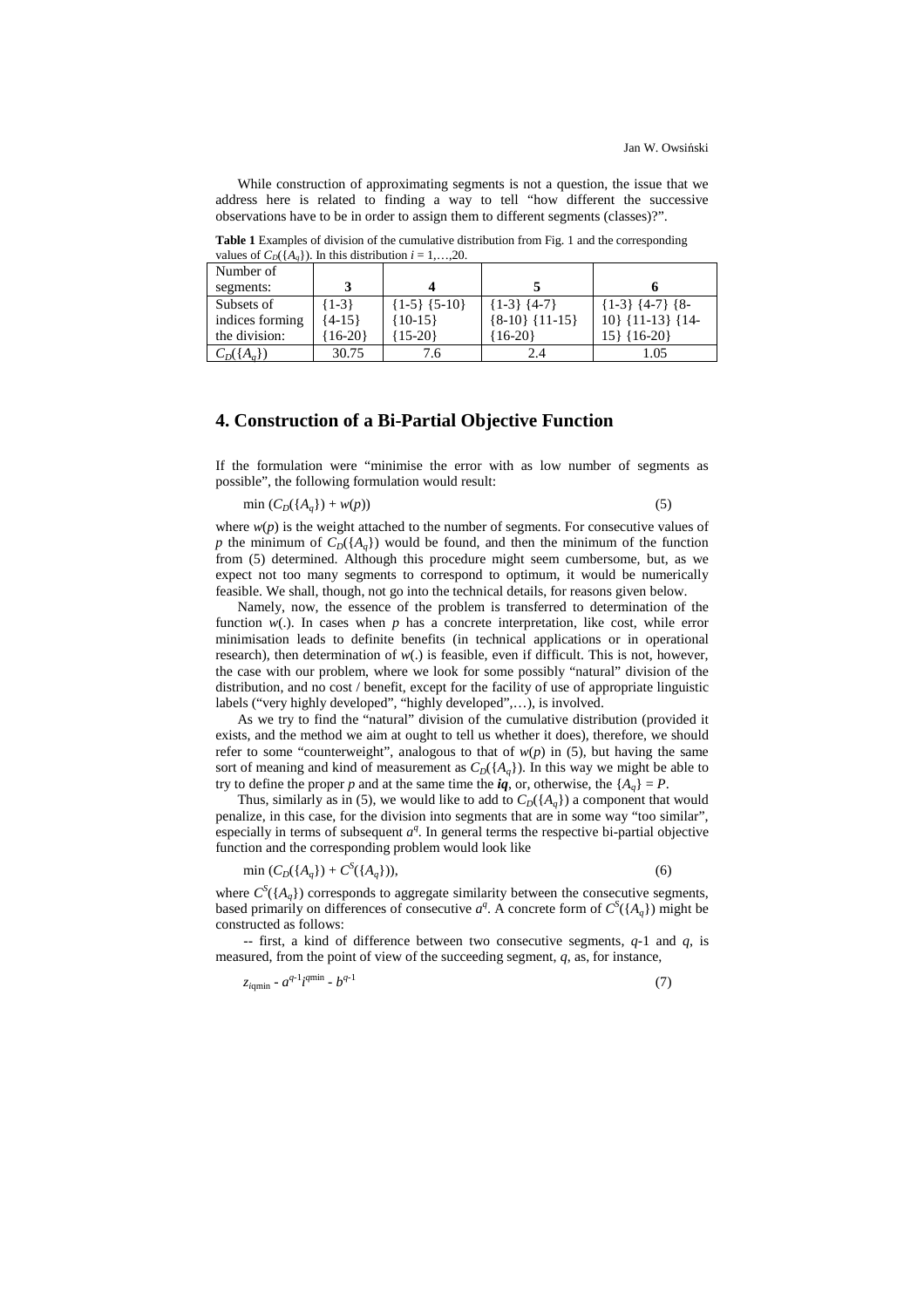While construction of approximating segments is not a question, the issue that we address here is related to finding a way to tell "how different the successive observations have to be in order to assign them to different segments (classes)?".

**Table 1** Examples of division of the cumulative distribution from Fig. 1 and the corresponding values of $C_D(\{A_q\})$. In this distribution $i = 1,\ldots,20$.

| Number of segments: | **3** | **4** | **5** | **6** |
|---|---|---|---|---|
| Subsets of indices forming the division: | {1-3} {4-15} {16-20} | {1-5} {5-10} {10-15} {15-20} | {1-3} {4-7} {8-10} {11-15} {16-20} | {1-3} {4-7} {8-10} {11-13} {14-15} {16-20} |
| $C_D(\{A_q\})$ | 30.75 | 7.6 | 2.4 | 1.05 |

## 4. Construction of a Bi-Partial Objective Function

If the formulation were "minimise the error with as low number of segments as possible", the following formulation would result:

$$\min\ (C_D(\{A_q\}) + w(p)) \tag{5}$$

where $w(p)$ is the weight attached to the number of segments. For consecutive values of $p$ the minimum of $C_D(\{A_q\})$ would be found, and then the minimum of the function from (5) determined. Although this procedure might seem cumbersome, but, as we expect not too many segments to correspond to optimum, it would be numerically feasible. We shall, though, not go into the technical details, for reasons given below.

Namely, now, the essence of the problem is transferred to determination of the function $w(.)$. In cases when $p$ has a concrete interpretation, like cost, while error minimisation leads to definite benefits (in technical applications or in operational research), then determination of $w(.)$ is feasible, even if difficult. This is not, however, the case with our problem, where we look for some possibly "natural" division of the distribution, and no cost / benefit, except for the facility of use of appropriate linguistic labels ("very highly developed", "highly developed",…), is involved.

As we try to find the "natural" division of the cumulative distribution (provided it exists, and the method we aim at ought to tell us whether it does), therefore, we should refer to some "counterweight", analogous to that of $w(p)$ in (5), but having the same sort of meaning and kind of measurement as $C_D(\{A_q\})$. In this way we might be able to try to define the proper $p$ and at the same time the $\boldsymbol{iq}$, or, otherwise, the $\{A_q\} = P$.

Thus, similarly as in (5), we would like to add to $C_D(\{A_q\})$ a component that would penalize, in this case, for the division into segments that are in some way "too similar", especially in terms of subsequent $a^q$. In general terms the respective bi-partial objective function and the corresponding problem would look like

$$\min\ (C_D(\{A_q\}) + C^S(\{A_q\})), \tag{6}$$

where $C^S(\{A_q\})$ corresponds to aggregate similarity between the consecutive segments, based primarily on differences of consecutive $a^q$. A concrete form of $C^S(\{A_q\})$ might be constructed as follows:

-- first, a kind of difference between two consecutive segments, $q$-1 and $q$, is measured, from the point of view of the succeeding segment, $q$, as, for instance,

$$z_{iqmin} - a^{q-1}i^{qmin} - b^{q-1} \tag{7}$$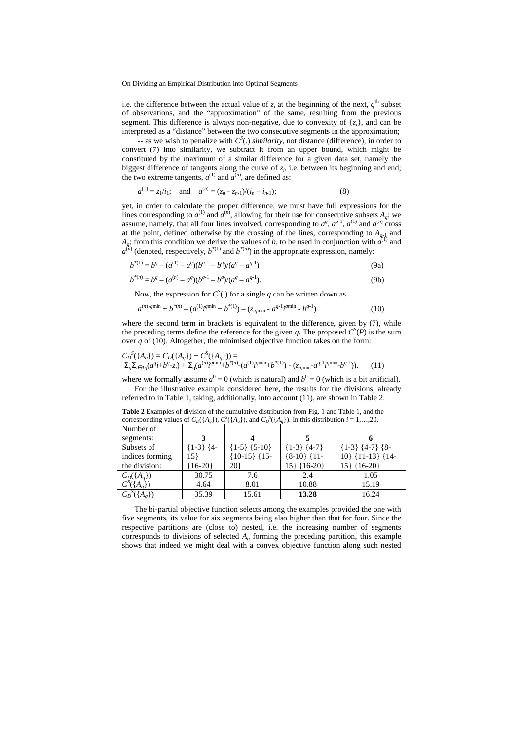i.e. the difference between the actual value of $z_i$ at the beginning of the next, $q^{\text{th}}$ subset of observations, and the "approximation" of the same, resulting from the previous segment. This difference is always non-negative, due to convexity of $\{z_i\}$, and can be interpreted as a "distance" between the two consecutive segments in the approximation;

-- as we wish to penalize with $C^S(.)$ *similarity*, not distance (difference), in order to convert (7) into similarity, we subtract it from an upper bound, which might be constituted by the maximum of a similar difference for a given data set, namely the biggest difference of tangents along the curve of $z_i$, i.e. between its beginning and end; the two extreme tangents, $a^{(1)}$ and $a^{(n)}$, are defined as:

$$a^{(1)} = z_1/i_1; \quad \text{and} \quad a^{(n)} = (z_n - z_{n-1})/(i_n - i_{n-1}); \tag{8}$$

yet, in order to calculate the proper difference, we must have full expressions for the lines corresponding to $a^{(1)}$ and $a^{(n)}$, allowing for their use for consecutive subsets $A_q$; we assume, namely, that all four lines involved, corresponding to $a^q$, $a^{q-1}$, $a^{(1)}$ and $a^{(n)}$ cross at the point, defined otherwise by the crossing of the lines, corresponding to $A_{q-1}$ and $A_q$; from this condition we derive the values of $b$, to be used in conjunction with $a^{(1)}$ and $a^{(n)}$ (denoted, respectively, $b^{*(1)}$ and $b^{*(n)}$) in the appropriate expression, namely:

$$b^{*(1)} = b^q - (a^{(1)} - a^q)(b^{q-1} - b^q)/(a^q - a^{q-1}) \tag{9a}$$

$$b^{*(n)} = b^q - (a^{(n)} - a^q)(b^{q-1} - b^q)/(a^q - a^{q-1}). \tag{9b}$$

Now, the expression for $C^S(.)$ for a single $q$ can be written down as

$$a^{(n)}i^{q\min} + b^{*(n)} - (a^{(1)}i^{q\min} + b^{*(1)}) - (z_{iq\min} - a^{q-1}i^{q\min} - b^{q-1}) \tag{10}$$

where the second term in brackets is equivalent to the difference, given by (7), while the preceding terms define the reference for the given $q$. The proposed $C^S(P)$ is the sum over $q$ of (10). Altogether, the minimised objective function takes on the form:

$$C_D^S(\{A_q\}) = C_D(\{A_q\}) + C^S(\{A_q\})) =$$
$$\Sigma_q \Sigma_{i \in A_q}(a^q i + b^q - z_i) + \Sigma_q(a^{(n)}i^{q\min} + b^{*(n)} - (a^{(1)}i^{q\min} + b^{*(1)}) - (z_{iq\min} - a^{q-1}i^{q\min} - b^{q-1})). \tag{11}$$

where we formally assume $a^0 = 0$ (which is natural) and $b^0 = 0$ (which is a bit artificial).

For the illustrative example considered here, the results for the divisions, already referred to in Table 1, taking, additionally, into account (11), are shown in Table 2.

**Table 2** Examples of division of the cumulative distribution from Fig. 1 and Table 1, and the corresponding values of $C_D(\{A_q\})$, $C^S(\{A_q\})$, and $C_D^S(\{A_q\})$. In this distribution $i = 1,\ldots,20$.

| Number of segments: | **3** | **4** | **5** | **6** |
|---|---|---|---|---|
| Subsets of indices forming the division: | {1-3} {4-15} {16-20} | {1-5} {5-10} {10-15} {15-20} | {1-3} {4-7} {8-10} {11-15} {16-20} | {1-3} {4-7} {8-10} {11-13} {14-15} {16-20} |
| $C_D(\{A_q\})$ | 30.75 | 7.6 | 2.4 | 1.05 |
| $C^S(\{A_q\})$ | 4.64 | 8.01 | 10.88 | 15.19 |
| $C_D^S(\{A_q\})$ | 35.39 | 15.61 | **13.28** | 16.24 |

The bi-partial objective function selects among the examples provided the one with five segments, its value for six segments being also higher than that for four. Since the respective partitions are (close to) nested, i.e. the increasing number of segments corresponds to divisions of selected $A_q$ forming the preceding partition, this example shows that indeed we might deal with a convex objective function along such nested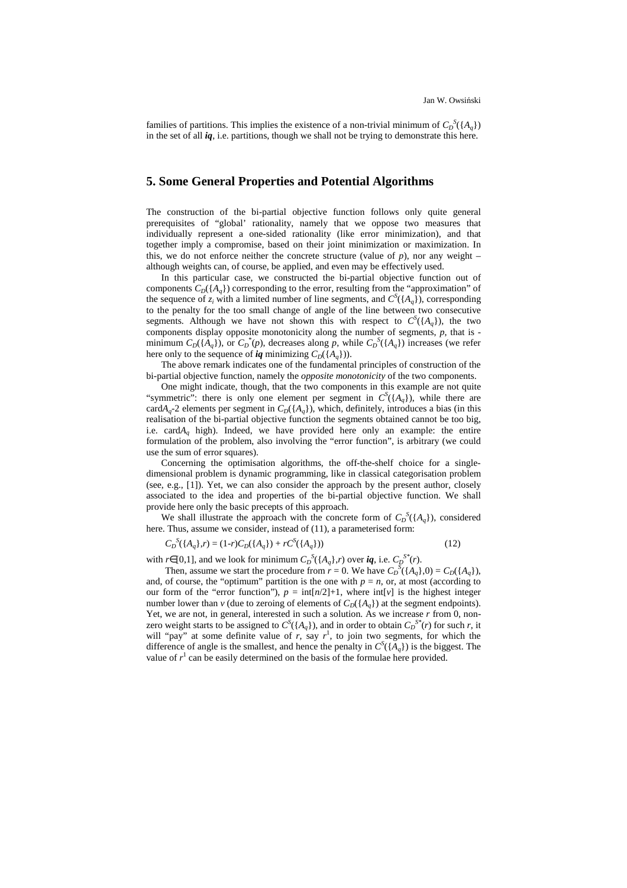families of partitions. This implies the existence of a non-trivial minimum of $C_D^S(\{A_q\})$ in the set of all ***iq***, i.e. partitions, though we shall not be trying to demonstrate this here.

## 5. Some General Properties and Potential Algorithms

The construction of the bi-partial objective function follows only quite general prerequisites of "global' rationality, namely that we oppose two measures that individually represent a one-sided rationality (like error minimization), and that together imply a compromise, based on their joint minimization or maximization. In this, we do not enforce neither the concrete structure (value of $p$), nor any weight – although weights can, of course, be applied, and even may be effectively used.

In this particular case, we constructed the bi-partial objective function out of components $C_D(\{A_q\})$ corresponding to the error, resulting from the "approximation" of the sequence of $z_i$ with a limited number of line segments, and $C^S(\{A_q\})$, corresponding to the penalty for the too small change of angle of the line between two consecutive segments. Although we have not shown this with respect to $C^S(\{A_q\})$, the two components display opposite monotonicity along the number of segments, $p$, that is - minimum $C_D(\{A_q\})$, or $C_D^*(p)$, decreases along $p$, while $C_D^S(\{A_q\})$ increases (we refer here only to the sequence of ***iq*** minimizing $C_D(\{A_q\})$).

The above remark indicates one of the fundamental principles of construction of the bi-partial objective function, namely the *opposite monotonicity* of the two components.

One might indicate, though, that the two components in this example are not quite "symmetric": there is only one element per segment in $C^S(\{A_q\})$, while there are card$A_q$-2 elements per segment in $C_D(\{A_q\})$, which, definitely, introduces a bias (in this realisation of the bi-partial objective function the segments obtained cannot be too big, i.e. card$A_q$ high). Indeed, we have provided here only an example: the entire formulation of the problem, also involving the "error function", is arbitrary (we could use the sum of error squares).

Concerning the optimisation algorithms, the off-the-shelf choice for a single-dimensional problem is dynamic programming, like in classical categorisation problem (see, e.g., [1]). Yet, we can also consider the approach by the present author, closely associated to the idea and properties of the bi-partial objective function. We shall provide here only the basic precepts of this approach.

We shall illustrate the approach with the concrete form of $C_D^S(\{A_q\})$, considered here. Thus, assume we consider, instead of (11), a parameterised form:

$$C_D^S(\{A_q\},r) = (1\text{-}r)C_D(\{A_q\}) + rC^S(\{A_q\})) \tag{12}$$

with $r\in[0,1]$, and we look for minimum $C_D^S(\{A_q\},r)$ over ***iq***, i.e. $C_D^{S*}(r)$.

Then, assume we start the procedure from $r = 0$. We have $C_D^S(\{A_q\},0) = C_D(\{A_q\})$, and, of course, the "optimum" partition is the one with $p = n$, or, at most (according to our form of the "error function"), $p = \text{int}[n/2]+1$, where int[$v$] is the highest integer number lower than $v$ (due to zeroing of elements of $C_D(\{A_q\})$ at the segment endpoints). Yet, we are not, in general, interested in such a solution. As we increase $r$ from 0, non-zero weight starts to be assigned to $C^S(\{A_q\})$, and in order to obtain $C_D^{S*}(r)$ for such $r$, it will "pay" at some definite value of $r$, say $r^1$, to join two segments, for which the difference of angle is the smallest, and hence the penalty in $C^S(\{A_q\})$ is the biggest. The value of $r^1$ can be easily determined on the basis of the formulae here provided.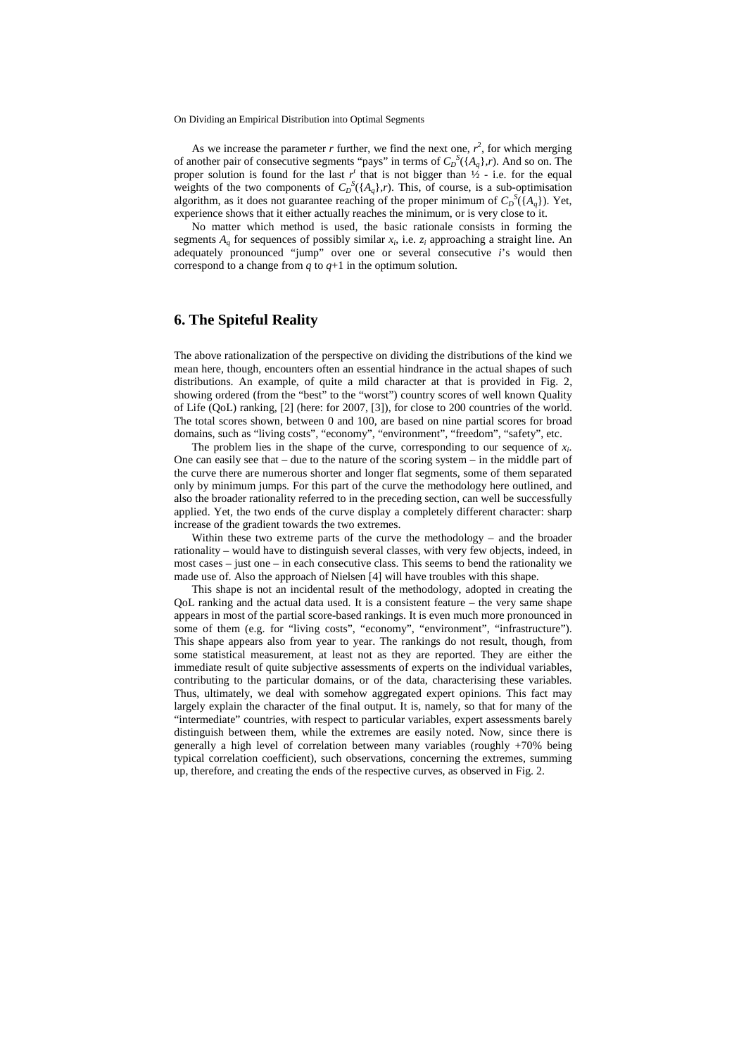As we increase the parameter $r$ further, we find the next one, $r^2$, for which merging of another pair of consecutive segments "pays" in terms of $C_D^S(\{A_q\},r)$. And so on. The proper solution is found for the last $r^t$ that is not bigger than ½ - i.e. for the equal weights of the two components of $C_D^S(\{A_q\},r)$. This, of course, is a sub-optimisation algorithm, as it does not guarantee reaching of the proper minimum of $C_D^S(\{A_q\})$. Yet, experience shows that it either actually reaches the minimum, or is very close to it.

No matter which method is used, the basic rationale consists in forming the segments $A_q$ for sequences of possibly similar $x_i$, i.e. $z_i$ approaching a straight line. An adequately pronounced "jump" over one or several consecutive $i$'s would then correspond to a change from $q$ to $q$+1 in the optimum solution.

## 6. The Spiteful Reality

The above rationalization of the perspective on dividing the distributions of the kind we mean here, though, encounters often an essential hindrance in the actual shapes of such distributions. An example, of quite a mild character at that is provided in Fig. 2, showing ordered (from the "best" to the "worst") country scores of well known Quality of Life (QoL) ranking, [2] (here: for 2007, [3]), for close to 200 countries of the world. The total scores shown, between 0 and 100, are based on nine partial scores for broad domains, such as "living costs", "economy", "environment", "freedom", "safety", etc.

The problem lies in the shape of the curve, corresponding to our sequence of $x_i$. One can easily see that – due to the nature of the scoring system – in the middle part of the curve there are numerous shorter and longer flat segments, some of them separated only by minimum jumps. For this part of the curve the methodology here outlined, and also the broader rationality referred to in the preceding section, can well be successfully applied. Yet, the two ends of the curve display a completely different character: sharp increase of the gradient towards the two extremes.

Within these two extreme parts of the curve the methodology – and the broader rationality – would have to distinguish several classes, with very few objects, indeed, in most cases – just one – in each consecutive class. This seems to bend the rationality we made use of. Also the approach of Nielsen [4] will have troubles with this shape.

This shape is not an incidental result of the methodology, adopted in creating the QoL ranking and the actual data used. It is a consistent feature – the very same shape appears in most of the partial score-based rankings. It is even much more pronounced in some of them (e.g. for "living costs", "economy", "environment", "infrastructure"). This shape appears also from year to year. The rankings do not result, though, from some statistical measurement, at least not as they are reported. They are either the immediate result of quite subjective assessments of experts on the individual variables, contributing to the particular domains, or of the data, characterising these variables. Thus, ultimately, we deal with somehow aggregated expert opinions. This fact may largely explain the character of the final output. It is, namely, so that for many of the "intermediate" countries, with respect to particular variables, expert assessments barely distinguish between them, while the extremes are easily noted. Now, since there is generally a high level of correlation between many variables (roughly +70% being typical correlation coefficient), such observations, concerning the extremes, summing up, therefore, and creating the ends of the respective curves, as observed in Fig. 2.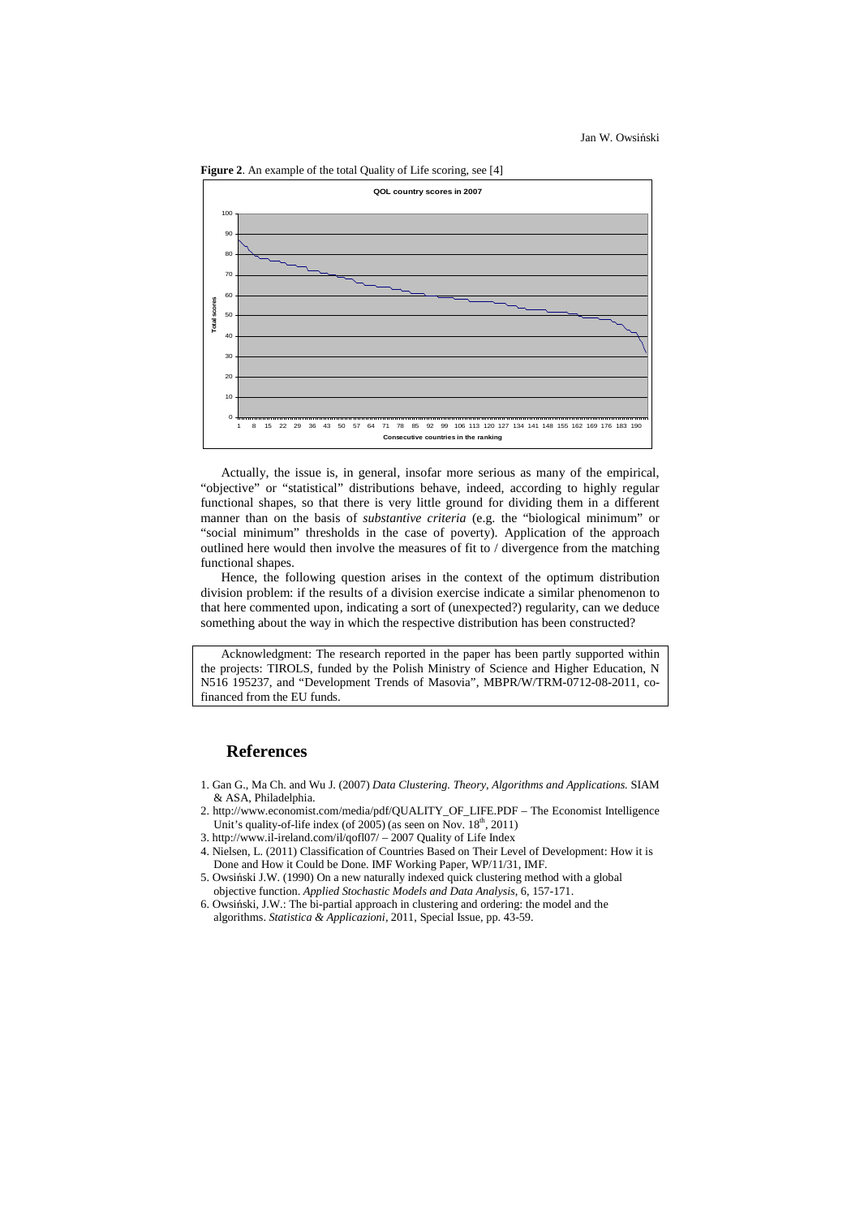**Figure 2**. An example of the total Quality of Life scoring, see [4]

QOL country scores in 2007

Total scores

100
90
80
70
60
50
40
30
20
10
0

1 8 15 22 29 36 43 50 57 64 71 78 85 92 99 106 113 120 127 134 141 148 155 162 169 176 183 190

Consecutive countries in the ranking

Actually, the issue is, in general, insofar more serious as many of the empirical, "objective" or "statistical" distributions behave, indeed, according to highly regular functional shapes, so that there is very little ground for dividing them in a different manner than on the basis of *substantive criteria* (e.g. the "biological minimum" or "social minimum" thresholds in the case of poverty). Application of the approach outlined here would then involve the measures of fit to / divergence from the matching functional shapes.

Hence, the following question arises in the context of the optimum distribution division problem: if the results of a division exercise indicate a similar phenomenon to that here commented upon, indicating a sort of (unexpected?) regularity, can we deduce something about the way in which the respective distribution has been constructed?

Acknowledgment: The research reported in the paper has been partly supported within the projects: TIROLS, funded by the Polish Ministry of Science and Higher Education, N N516 195237, and "Development Trends of Masovia", MBPR/W/TRM-0712-08-2011, co-financed from the EU funds.

## References

1. Gan G., Ma Ch. and Wu J. (2007) *Data Clustering. Theory, Algorithms and Applications.* SIAM & ASA, Philadelphia.
2. http://www.economist.com/media/pdf/QUALITY_OF_LIFE.PDF – The Economist Intelligence Unit's quality-of-life index (of 2005) (as seen on Nov. 18th, 2011)
3. http://www.il-ireland.com/il/qofl07/ – 2007 Quality of Life Index
4. Nielsen, L. (2011) Classification of Countries Based on Their Level of Development: How it is Done and How it Could be Done. IMF Working Paper, WP/11/31, IMF.
5. Owsiński J.W. (1990) On a new naturally indexed quick clustering method with a global objective function. *Applied Stochastic Models and Data Analysis*, 6, 157-171.
6. Owsiński, J.W.: The bi-partial approach in clustering and ordering: the model and the algorithms. *Statistica & Applicazioni*, 2011, Special Issue, pp. 43-59.